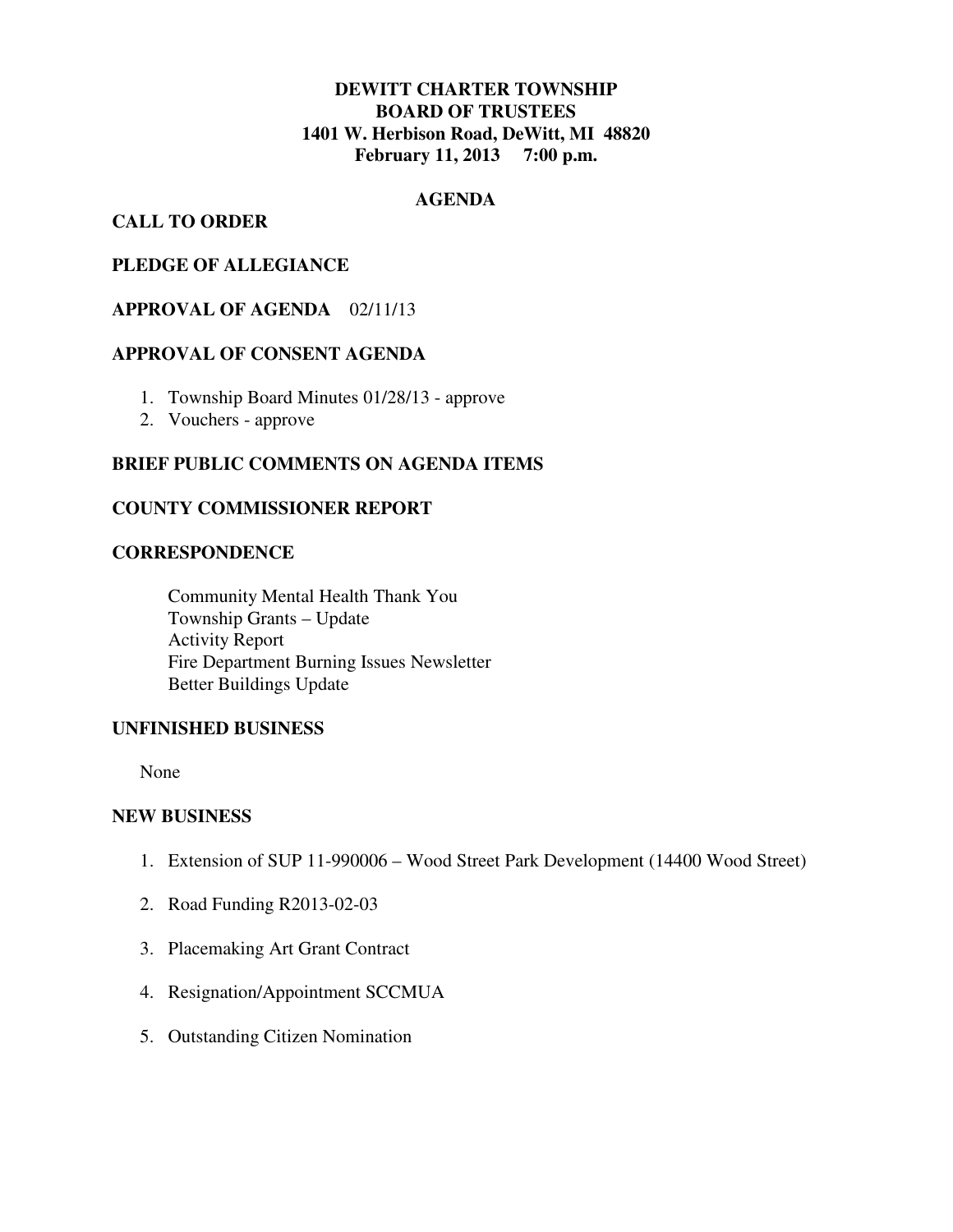**DEWITT CHARTER TOWNSHIP**
**BOARD OF TRUSTEES**
**1401 W. Herbison Road, DeWitt, MI 48820**
**February 11, 2013 7:00 p.m.**

## AGENDA

### CALL TO ORDER

### PLEDGE OF ALLEGIANCE

### APPROVAL OF AGENDA 02/11/13

### APPROVAL OF CONSENT AGENDA

1. Township Board Minutes 01/28/13 - approve
2. Vouchers - approve

### BRIEF PUBLIC COMMENTS ON AGENDA ITEMS

### COUNTY COMMISSIONER REPORT

### CORRESPONDENCE

Community Mental Health Thank You
Township Grants – Update
Activity Report
Fire Department Burning Issues Newsletter
Better Buildings Update

### UNFINISHED BUSINESS

None

### NEW BUSINESS

1. Extension of SUP 11-990006 – Wood Street Park Development (14400 Wood Street)

2. Road Funding R2013-02-03

3. Placemaking Art Grant Contract

4. Resignation/Appointment SCCMUA

5. Outstanding Citizen Nomination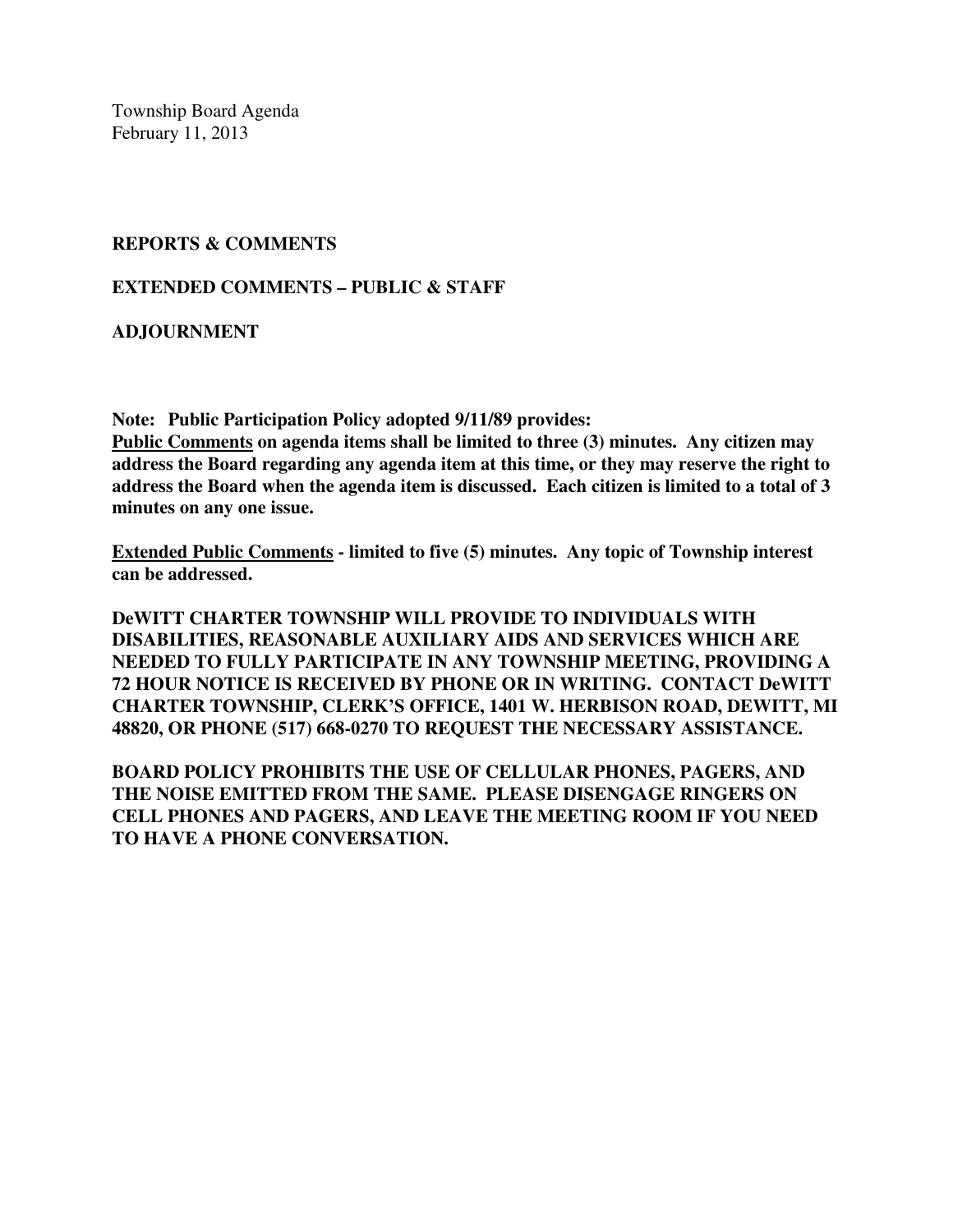Township Board Agenda
February 11, 2013

**REPORTS & COMMENTS**

**EXTENDED COMMENTS – PUBLIC & STAFF**

**ADJOURNMENT**

**Note: Public Participation Policy adopted 9/11/89 provides:**
**<u>Public Comments</u> on agenda items shall be limited to three (3) minutes. Any citizen may address the Board regarding any agenda item at this time, or they may reserve the right to address the Board when the agenda item is discussed. Each citizen is limited to a total of 3 minutes on any one issue.**

**<u>Extended Public Comments</u> - limited to five (5) minutes. Any topic of Township interest can be addressed.**

**DeWITT CHARTER TOWNSHIP WILL PROVIDE TO INDIVIDUALS WITH DISABILITIES, REASONABLE AUXILIARY AIDS AND SERVICES WHICH ARE NEEDED TO FULLY PARTICIPATE IN ANY TOWNSHIP MEETING, PROVIDING A 72 HOUR NOTICE IS RECEIVED BY PHONE OR IN WRITING. CONTACT DeWITT CHARTER TOWNSHIP, CLERK'S OFFICE, 1401 W. HERBISON ROAD, DEWITT, MI 48820, OR PHONE (517) 668-0270 TO REQUEST THE NECESSARY ASSISTANCE.**

**BOARD POLICY PROHIBITS THE USE OF CELLULAR PHONES, PAGERS, AND THE NOISE EMITTED FROM THE SAME. PLEASE DISENGAGE RINGERS ON CELL PHONES AND PAGERS, AND LEAVE THE MEETING ROOM IF YOU NEED TO HAVE A PHONE CONVERSATION.**